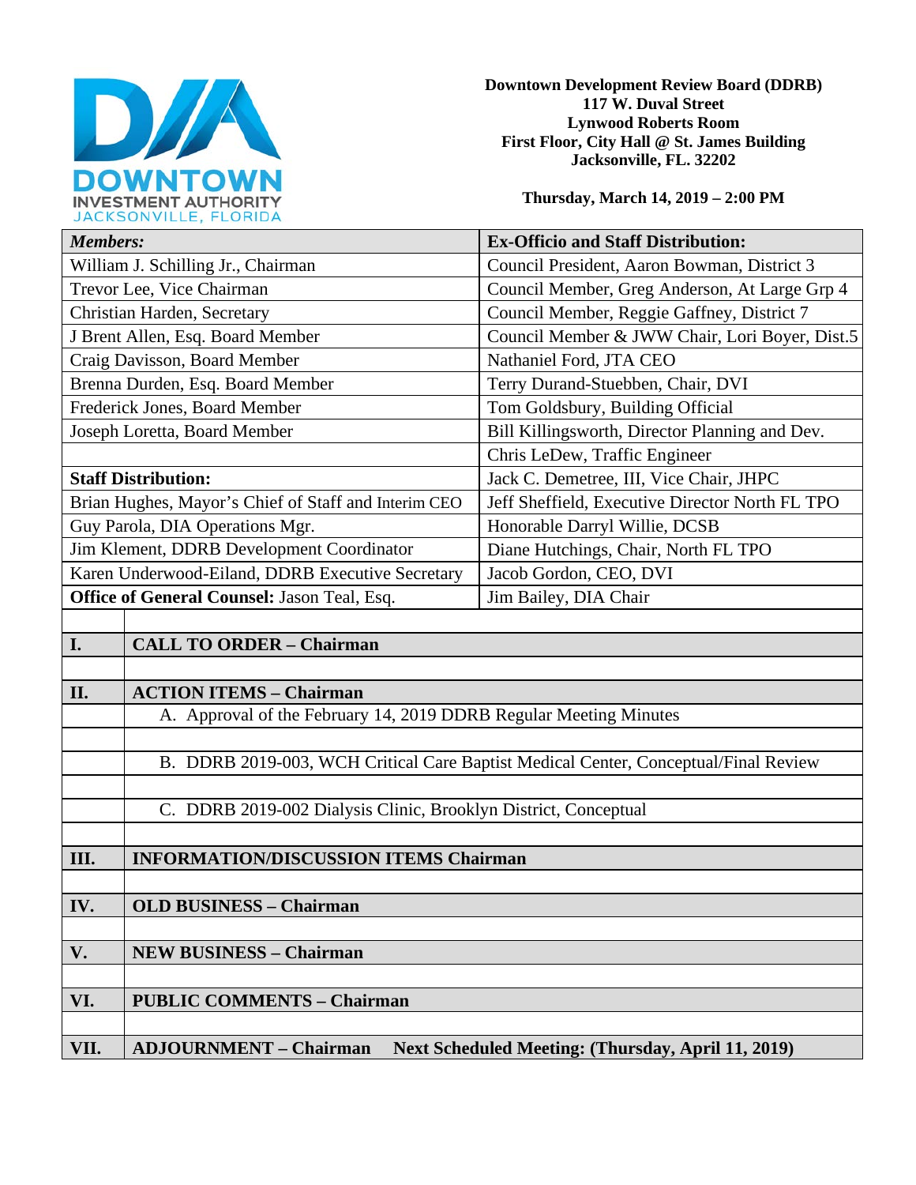DOWNTOWN INVESTMENT AUTHORITY
JACKSONVILLE, FLORIDA

**Downtown Development Review Board (DDRB)**
**117 W. Duval Street**
**Lynwood Roberts Room**
**First Floor, City Hall @ St. James Building**
**Jacksonville, FL. 32202**

**Thursday, March 14, 2019 – 2:00 PM**

| ***Members:*** | **Ex-Officio and Staff Distribution:** |
|---|---|
| William J. Schilling Jr., Chairman | Council President, Aaron Bowman, District 3 |
| Trevor Lee, Vice Chairman | Council Member, Greg Anderson, At Large Grp 4 |
| Christian Harden, Secretary | Council Member, Reggie Gaffney, District 7 |
| J Brent Allen, Esq. Board Member | Council Member & JWW Chair, Lori Boyer, Dist.5 |
| Craig Davisson, Board Member | Nathaniel Ford, JTA CEO |
| Brenna Durden, Esq. Board Member | Terry Durand-Stuebben, Chair, DVI |
| Frederick Jones, Board Member | Tom Goldsbury, Building Official |
| Joseph Loretta, Board Member | Bill Killingsworth, Director Planning and Dev. |
| | Chris LeDew, Traffic Engineer |
| **Staff Distribution:** | Jack C. Demetree, III, Vice Chair, JHPC |
| Brian Hughes, Mayor's Chief of Staff and Interim CEO | Jeff Sheffield, Executive Director North FL TPO |
| Guy Parola, DIA Operations Mgr. | Honorable Darryl Willie, DCSB |
| Jim Klement, DDRB Development Coordinator | Diane Hutchings, Chair, North FL TPO |
| Karen Underwood-Eiland, DDRB Executive Secretary | Jacob Gordon, CEO, DVI |
| **Office of General Counsel:** Jason Teal, Esq. | Jim Bailey, DIA Chair |

| | |
|---|---|
| **I.** | **CALL TO ORDER – Chairman** |
| **II.** | **ACTION ITEMS – Chairman** |
| | A. Approval of the February 14, 2019 DDRB Regular Meeting Minutes |
| | B. DDRB 2019-003, WCH Critical Care Baptist Medical Center, Conceptual/Final Review |
| | C. DDRB 2019-002 Dialysis Clinic, Brooklyn District, Conceptual |
| **III.** | **INFORMATION/DISCUSSION ITEMS Chairman** |
| **IV.** | **OLD BUSINESS – Chairman** |
| **V.** | **NEW BUSINESS – Chairman** |
| **VI.** | **PUBLIC COMMENTS – Chairman** |
| **VII.** | **ADJOURNMENT – Chairman     Next Scheduled Meeting: (Thursday, April 11, 2019)** |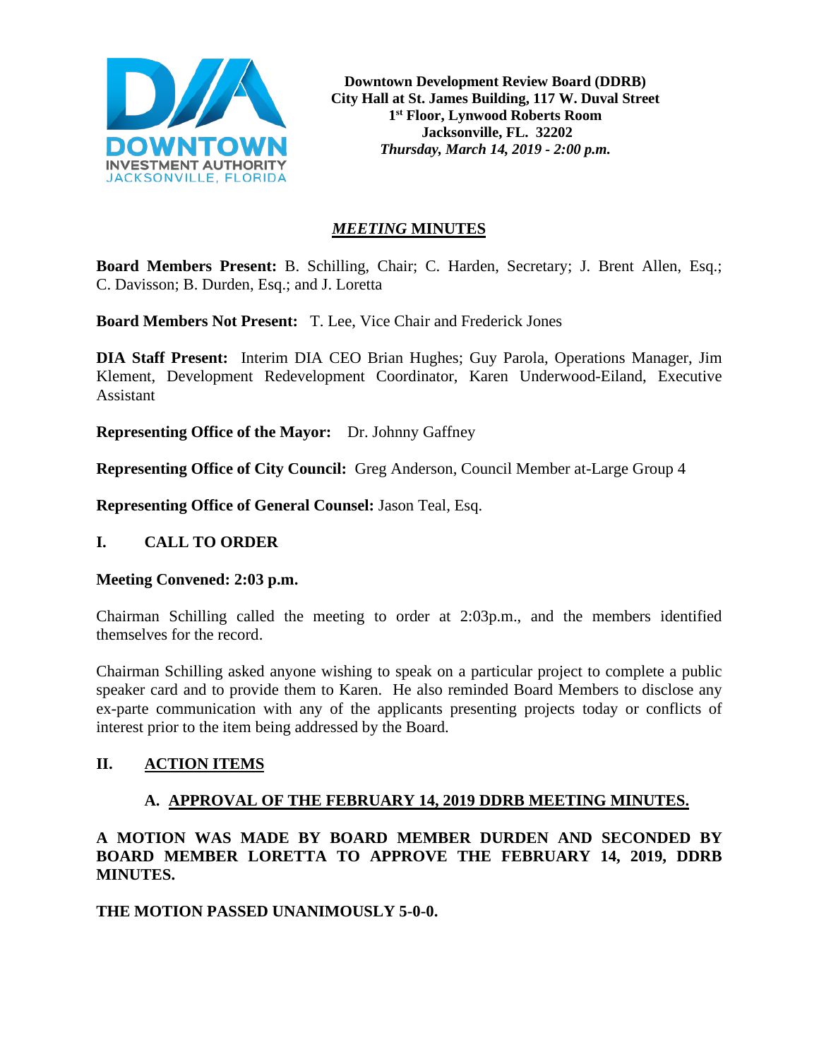**Downtown Development Review Board (DDRB)**
**City Hall at St. James Building, 117 W. Duval Street**
**1st Floor, Lynwood Roberts Room**
**Jacksonville, FL. 32202**
***Thursday, March 14, 2019 - 2:00 p.m.***

# *MEETING* MINUTES

**Board Members Present:** B. Schilling, Chair; C. Harden, Secretary; J. Brent Allen, Esq.; C. Davisson; B. Durden, Esq.; and J. Loretta

**Board Members Not Present:** T. Lee, Vice Chair and Frederick Jones

**DIA Staff Present:** Interim DIA CEO Brian Hughes; Guy Parola, Operations Manager, Jim Klement, Development Redevelopment Coordinator, Karen Underwood-Eiland, Executive Assistant

**Representing Office of the Mayor:** Dr. Johnny Gaffney

**Representing Office of City Council:** Greg Anderson, Council Member at-Large Group 4

**Representing Office of General Counsel:** Jason Teal, Esq.

## I. CALL TO ORDER

**Meeting Convened: 2:03 p.m.**

Chairman Schilling called the meeting to order at 2:03p.m., and the members identified themselves for the record.

Chairman Schilling asked anyone wishing to speak on a particular project to complete a public speaker card and to provide them to Karen. He also reminded Board Members to disclose any ex-parte communication with any of the applicants presenting projects today or conflicts of interest prior to the item being addressed by the Board.

## II. ACTION ITEMS

### A. APPROVAL OF THE FEBRUARY 14, 2019 DDRB MEETING MINUTES.

**A MOTION WAS MADE BY BOARD MEMBER DURDEN AND SECONDED BY BOARD MEMBER LORETTA TO APPROVE THE FEBRUARY 14, 2019, DDRB MINUTES.**

**THE MOTION PASSED UNANIMOUSLY 5-0-0.**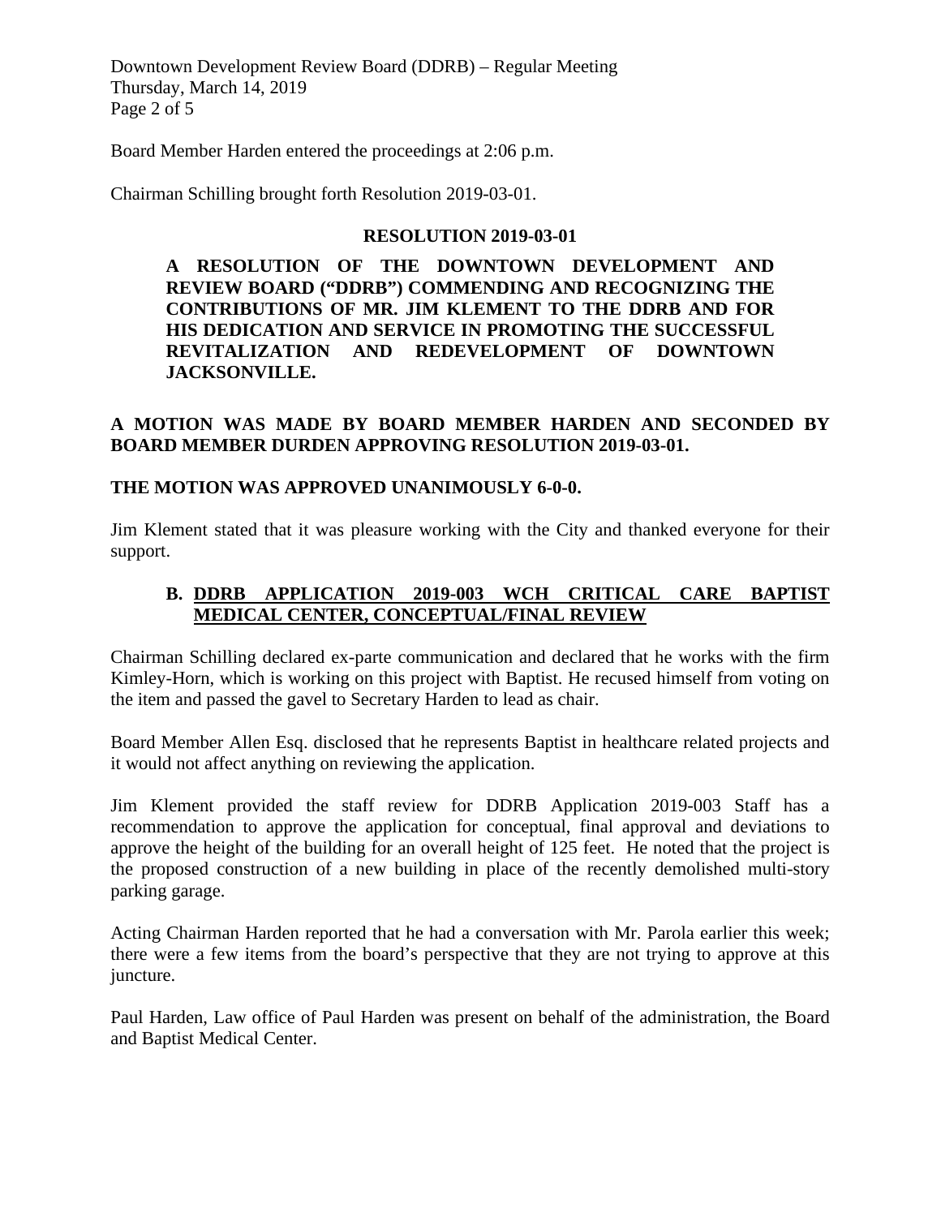Board Member Harden entered the proceedings at 2:06 p.m.

Chairman Schilling brought forth Resolution 2019-03-01.

**RESOLUTION 2019-03-01**

**A RESOLUTION OF THE DOWNTOWN DEVELOPMENT AND REVIEW BOARD ("DDRB") COMMENDING AND RECOGNIZING THE CONTRIBUTIONS OF MR. JIM KLEMENT TO THE DDRB AND FOR HIS DEDICATION AND SERVICE IN PROMOTING THE SUCCESSFUL REVITALIZATION AND REDEVELOPMENT OF DOWNTOWN JACKSONVILLE.**

**A MOTION WAS MADE BY BOARD MEMBER HARDEN AND SECONDED BY BOARD MEMBER DURDEN APPROVING RESOLUTION 2019-03-01.**

**THE MOTION WAS APPROVED UNANIMOUSLY 6-0-0.**

Jim Klement stated that it was pleasure working with the City and thanked everyone for their support.

**B. <u>DDRB APPLICATION 2019-003 WCH CRITICAL CARE BAPTIST MEDICAL CENTER, CONCEPTUAL/FINAL REVIEW</u>**

Chairman Schilling declared ex-parte communication and declared that he works with the firm Kimley-Horn, which is working on this project with Baptist. He recused himself from voting on the item and passed the gavel to Secretary Harden to lead as chair.

Board Member Allen Esq. disclosed that he represents Baptist in healthcare related projects and it would not affect anything on reviewing the application.

Jim Klement provided the staff review for DDRB Application 2019-003 Staff has a recommendation to approve the application for conceptual, final approval and deviations to approve the height of the building for an overall height of 125 feet. He noted that the project is the proposed construction of a new building in place of the recently demolished multi-story parking garage.

Acting Chairman Harden reported that he had a conversation with Mr. Parola earlier this week; there were a few items from the board's perspective that they are not trying to approve at this juncture.

Paul Harden, Law office of Paul Harden was present on behalf of the administration, the Board and Baptist Medical Center.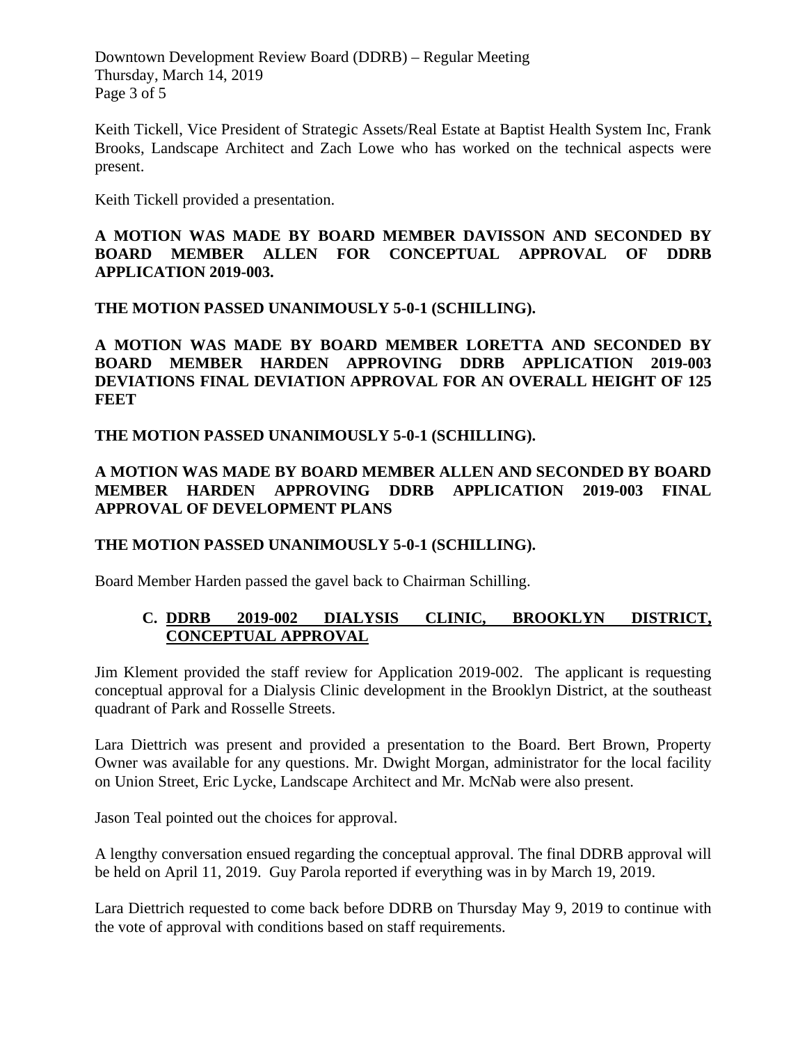Keith Tickell, Vice President of Strategic Assets/Real Estate at Baptist Health System Inc, Frank Brooks, Landscape Architect and Zach Lowe who has worked on the technical aspects were present.

Keith Tickell provided a presentation.

**A MOTION WAS MADE BY BOARD MEMBER DAVISSON AND SECONDED BY BOARD MEMBER ALLEN FOR CONCEPTUAL APPROVAL OF DDRB APPLICATION 2019-003.**

**THE MOTION PASSED UNANIMOUSLY 5-0-1 (SCHILLING).**

**A MOTION WAS MADE BY BOARD MEMBER LORETTA AND SECONDED BY BOARD MEMBER HARDEN APPROVING DDRB APPLICATION 2019-003 DEVIATIONS FINAL DEVIATION APPROVAL FOR AN OVERALL HEIGHT OF 125 FEET**

**THE MOTION PASSED UNANIMOUSLY 5-0-1 (SCHILLING).**

**A MOTION WAS MADE BY BOARD MEMBER ALLEN AND SECONDED BY BOARD MEMBER HARDEN APPROVING DDRB APPLICATION 2019-003 FINAL APPROVAL OF DEVELOPMENT PLANS**

**THE MOTION PASSED UNANIMOUSLY 5-0-1 (SCHILLING).**

Board Member Harden passed the gavel back to Chairman Schilling.

### C. DDRB 2019-002 DIALYSIS CLINIC, BROOKLYN DISTRICT, CONCEPTUAL APPROVAL

Jim Klement provided the staff review for Application 2019-002. The applicant is requesting conceptual approval for a Dialysis Clinic development in the Brooklyn District, at the southeast quadrant of Park and Rosselle Streets.

Lara Diettrich was present and provided a presentation to the Board. Bert Brown, Property Owner was available for any questions. Mr. Dwight Morgan, administrator for the local facility on Union Street, Eric Lycke, Landscape Architect and Mr. McNab were also present.

Jason Teal pointed out the choices for approval.

A lengthy conversation ensued regarding the conceptual approval. The final DDRB approval will be held on April 11, 2019. Guy Parola reported if everything was in by March 19, 2019.

Lara Diettrich requested to come back before DDRB on Thursday May 9, 2019 to continue with the vote of approval with conditions based on staff requirements.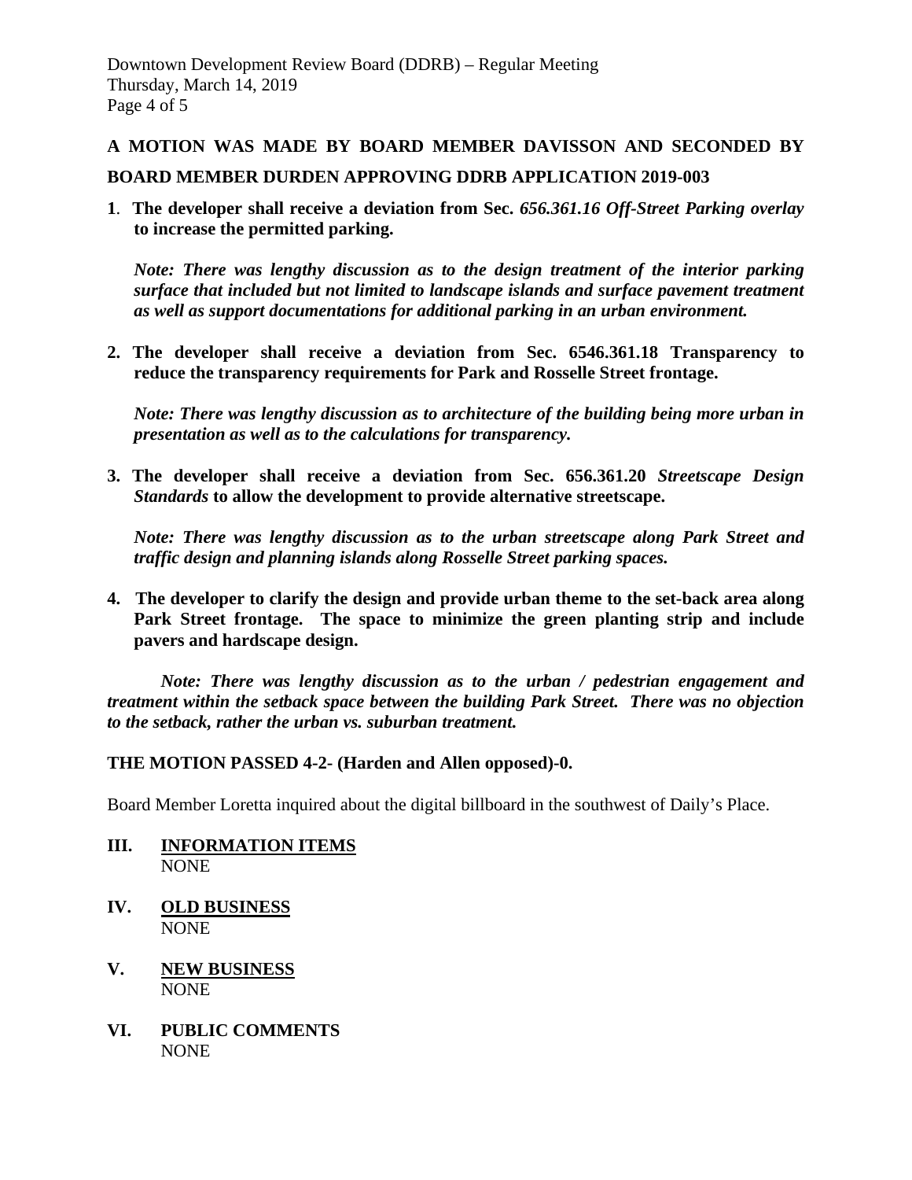**A MOTION WAS MADE BY BOARD MEMBER DAVISSON AND SECONDED BY BOARD MEMBER DURDEN APPROVING DDRB APPLICATION 2019-003**

**1. The developer shall receive a deviation from Sec.** ***656.361.16 Off-Street Parking overlay*** **to increase the permitted parking.**

***Note: There was lengthy discussion as to the design treatment of the interior parking surface that included but not limited to landscape islands and surface pavement treatment as well as support documentations for additional parking in an urban environment.***

**2. The developer shall receive a deviation from Sec. 6546.361.18 Transparency to reduce the transparency requirements for Park and Rosselle Street frontage.**

***Note: There was lengthy discussion as to architecture of the building being more urban in presentation as well as to the calculations for transparency.***

**3. The developer shall receive a deviation from Sec. 656.361.20** ***Streetscape Design Standards*** **to allow the development to provide alternative streetscape.**

***Note: There was lengthy discussion as to the urban streetscape along Park Street and traffic design and planning islands along Rosselle Street parking spaces.***

**4. The developer to clarify the design and provide urban theme to the set-back area along Park Street frontage. The space to minimize the green planting strip and include pavers and hardscape design.**

***Note: There was lengthy discussion as to the urban / pedestrian engagement and treatment within the setback space between the building Park Street. There was no objection to the setback, rather the urban vs. suburban treatment.***

**THE MOTION PASSED 4-2- (Harden and Allen opposed)-0.**

Board Member Loretta inquired about the digital billboard in the southwest of Daily's Place.

## III. INFORMATION ITEMS
NONE

## IV. OLD BUSINESS
NONE

## V. NEW BUSINESS
NONE

## VI. PUBLIC COMMENTS
NONE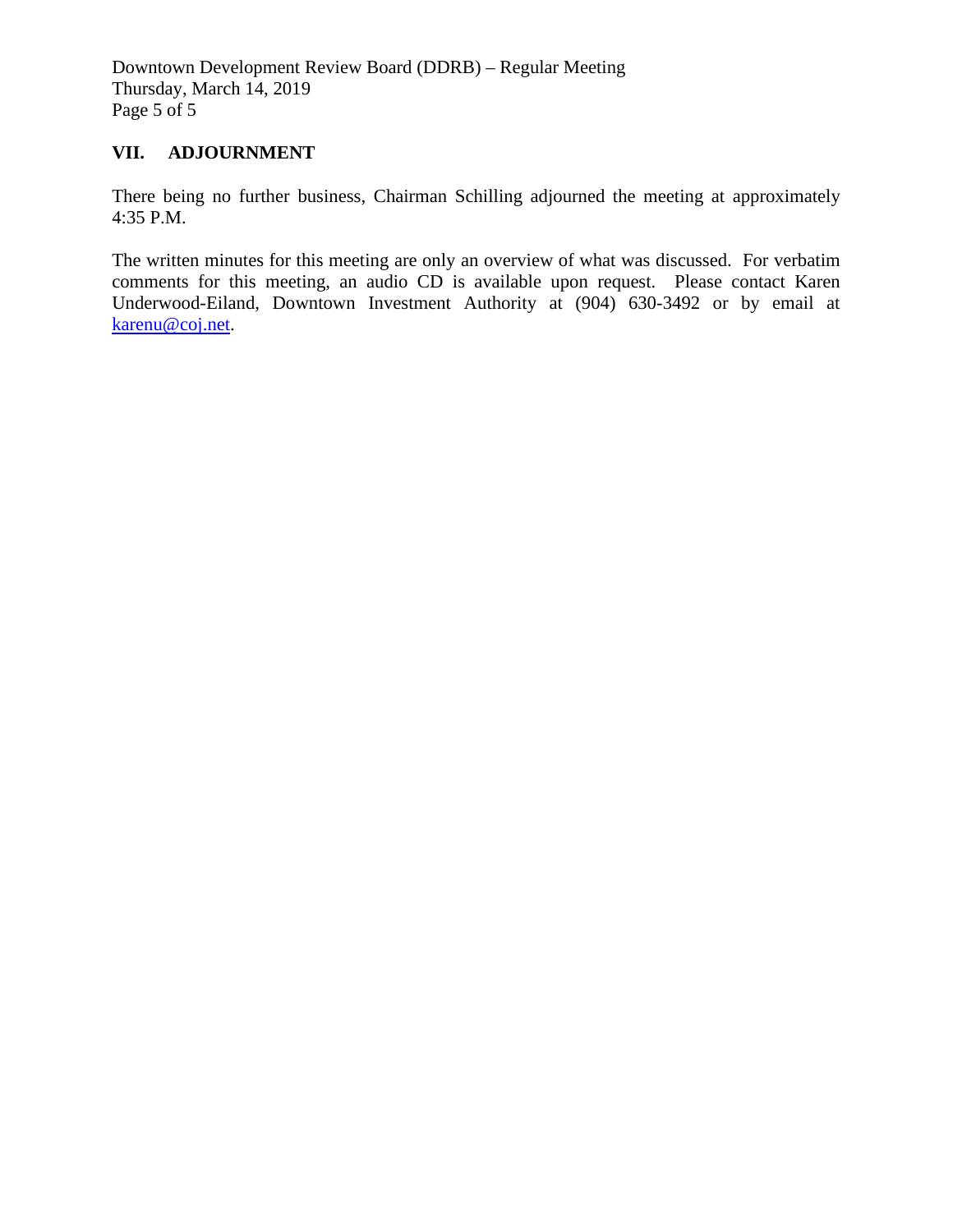## VII. ADJOURNMENT

There being no further business, Chairman Schilling adjourned the meeting at approximately 4:35 P.M.

The written minutes for this meeting are only an overview of what was discussed. For verbatim comments for this meeting, an audio CD is available upon request. Please contact Karen Underwood-Eiland, Downtown Investment Authority at (904) 630-3492 or by email at karenu@coj.net.